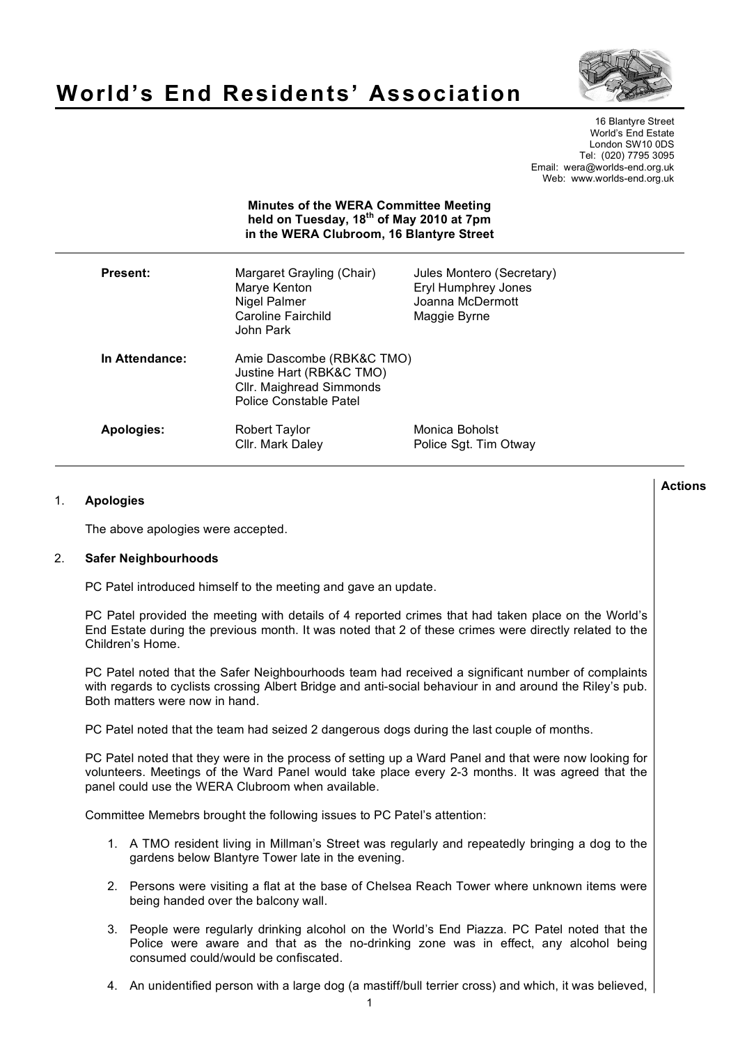# World's End Residents' Association

16 Blantyre Street
World's End Estate
London SW10 0DS
Tel: (020) 7795 3095
Email: wera@worlds-end.org.uk
Web: www.worlds-end.org.uk

**Minutes of the WERA Committee Meeting held on Tuesday, 18th of May 2010 at 7pm in the WERA Clubroom, 16 Blantyre Street**

| | | |
|---|---|---|
| **Present:** | Margaret Grayling (Chair) | Jules Montero (Secretary) |
| | Marye Kenton | Eryl Humphrey Jones |
| | Nigel Palmer | Joanna McDermott |
| | Caroline Fairchild | Maggie Byrne |
| | John Park | |
| **In Attendance:** | Amie Dascombe (RBK&C TMO) | |
| | Justine Hart (RBK&C TMO) | |
| | Cllr. Maighread Simmonds | |
| | Police Constable Patel | |
| **Apologies:** | Robert Taylor | Monica Boholst |
| | Cllr. Mark Daley | Police Sgt. Tim Otway |

**Actions**

1. **Apologies**

   The above apologies were accepted.

2. **Safer Neighbourhoods**

   PC Patel introduced himself to the meeting and gave an update.

   PC Patel provided the meeting with details of 4 reported crimes that had taken place on the World's End Estate during the previous month. It was noted that 2 of these crimes were directly related to the Children's Home.

   PC Patel noted that the Safer Neighbourhoods team had received a significant number of complaints with regards to cyclists crossing Albert Bridge and anti-social behaviour in and around the Riley's pub. Both matters were now in hand.

   PC Patel noted that the team had seized 2 dangerous dogs during the last couple of months.

   PC Patel noted that they were in the process of setting up a Ward Panel and that were now looking for volunteers. Meetings of the Ward Panel would take place every 2-3 months. It was agreed that the panel could use the WERA Clubroom when available.

   Committee Memebrs brought the following issues to PC Patel's attention:

   1. A TMO resident living in Millman's Street was regularly and repeatedly bringing a dog to the gardens below Blantyre Tower late in the evening.

   2. Persons were visiting a flat at the base of Chelsea Reach Tower where unknown items were being handed over the balcony wall.

   3. People were regularly drinking alcohol on the World's End Piazza. PC Patel noted that the Police were aware and that as the no-drinking zone was in effect, any alcohol being consumed could/would be confiscated.

   4. An unidentified person with a large dog (a mastiff/bull terrier cross) and which, it was believed,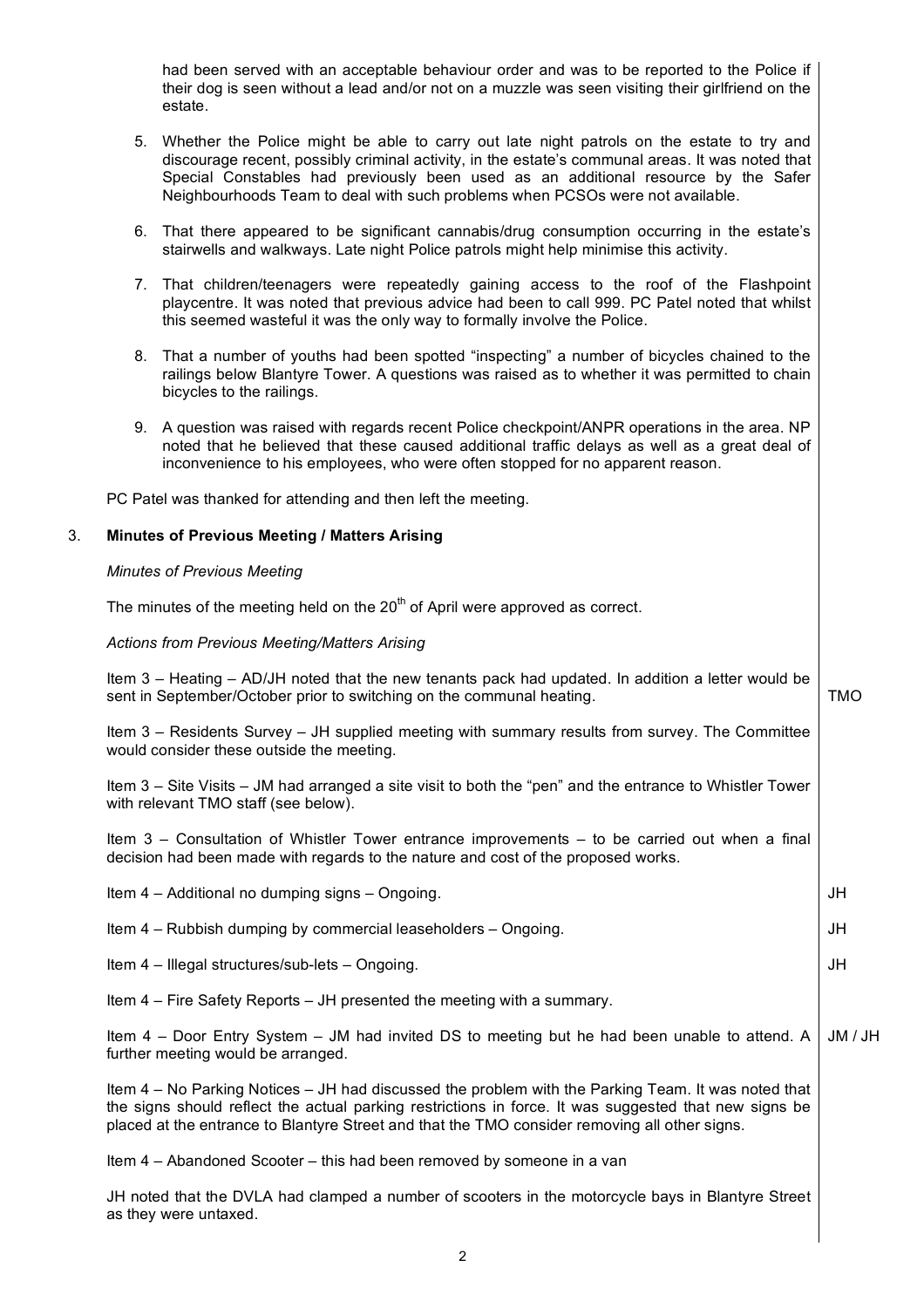had been served with an acceptable behaviour order and was to be reported to the Police if their dog is seen without a lead and/or not on a muzzle was seen visiting their girlfriend on the estate.

5. Whether the Police might be able to carry out late night patrols on the estate to try and discourage recent, possibly criminal activity, in the estate's communal areas. It was noted that Special Constables had previously been used as an additional resource by the Safer Neighbourhoods Team to deal with such problems when PCSOs were not available.

6. That there appeared to be significant cannabis/drug consumption occurring in the estate's stairwells and walkways. Late night Police patrols might help minimise this activity.

7. That children/teenagers were repeatedly gaining access to the roof of the Flashpoint playcentre. It was noted that previous advice had been to call 999. PC Patel noted that whilst this seemed wasteful it was the only way to formally involve the Police.

8. That a number of youths had been spotted "inspecting" a number of bicycles chained to the railings below Blantyre Tower. A questions was raised as to whether it was permitted to chain bicycles to the railings.

9. A question was raised with regards recent Police checkpoint/ANPR operations in the area. NP noted that he believed that these caused additional traffic delays as well as a great deal of inconvenience to his employees, who were often stopped for no apparent reason.

PC Patel was thanked for attending and then left the meeting.

## 3. Minutes of Previous Meeting / Matters Arising

*Minutes of Previous Meeting*

The minutes of the meeting held on the 20th of April were approved as correct.

*Actions from Previous Meeting/Matters Arising*

Item 3 – Heating – AD/JH noted that the new tenants pack had updated. In addition a letter would be sent in September/October prior to switching on the communal heating. **TMO**

Item 3 – Residents Survey – JH supplied meeting with summary results from survey. The Committee would consider these outside the meeting.

Item 3 – Site Visits – JM had arranged a site visit to both the "pen" and the entrance to Whistler Tower with relevant TMO staff (see below).

Item 3 – Consultation of Whistler Tower entrance improvements – to be carried out when a final decision had been made with regards to the nature and cost of the proposed works.

Item 4 – Additional no dumping signs – Ongoing. **JH**

Item 4 – Rubbish dumping by commercial leaseholders – Ongoing. **JH**

Item 4 – Illegal structures/sub-lets – Ongoing. **JH**

Item 4 – Fire Safety Reports – JH presented the meeting with a summary.

Item 4 – Door Entry System – JM had invited DS to meeting but he had been unable to attend. A further meeting would be arranged. **JM / JH**

Item 4 – No Parking Notices – JH had discussed the problem with the Parking Team. It was noted that the signs should reflect the actual parking restrictions in force. It was suggested that new signs be placed at the entrance to Blantyre Street and that the TMO consider removing all other signs.

Item 4 – Abandoned Scooter – this had been removed by someone in a van

JH noted that the DVLA had clamped a number of scooters in the motorcycle bays in Blantyre Street as they were untaxed.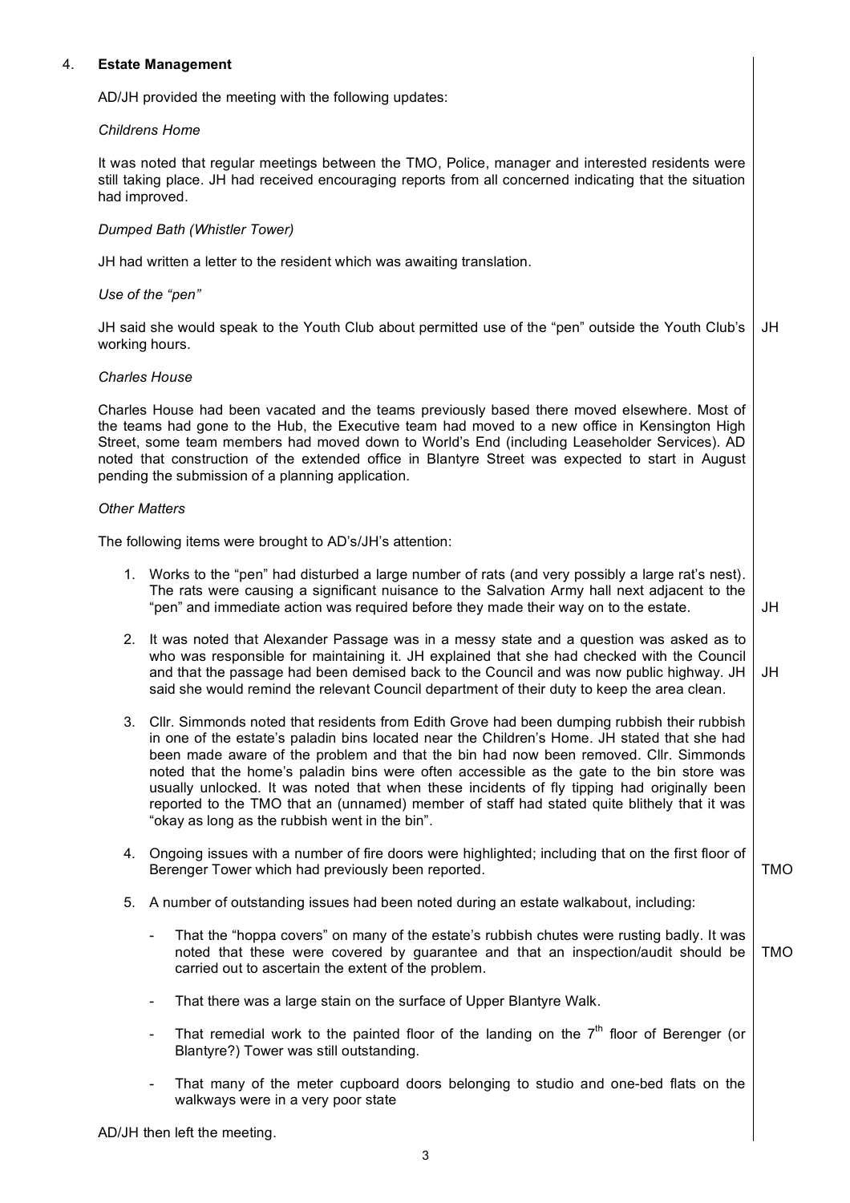## 4. **Estate Management**

AD/JH provided the meeting with the following updates:

*Childrens Home*

It was noted that regular meetings between the TMO, Police, manager and interested residents were still taking place. JH had received encouraging reports from all concerned indicating that the situation had improved.

*Dumped Bath (Whistler Tower)*

JH had written a letter to the resident which was awaiting translation.

*Use of the "pen"*

JH said she would speak to the Youth Club about permitted use of the "pen" outside the Youth Club's working hours. **JH**

*Charles House*

Charles House had been vacated and the teams previously based there moved elsewhere. Most of the teams had gone to the Hub, the Executive team had moved to a new office in Kensington High Street, some team members had moved down to World's End (including Leaseholder Services). AD noted that construction of the extended office in Blantyre Street was expected to start in August pending the submission of a planning application.

*Other Matters*

The following items were brought to AD's/JH's attention:

1. Works to the "pen" had disturbed a large number of rats (and very possibly a large rat's nest). The rats were causing a significant nuisance to the Salvation Army hall next adjacent to the "pen" and immediate action was required before they made their way on to the estate. **JH**

2. It was noted that Alexander Passage was in a messy state and a question was asked as to who was responsible for maintaining it. JH explained that she had checked with the Council and that the passage had been demised back to the Council and was now public highway. JH said she would remind the relevant Council department of their duty to keep the area clean. **JH**

3. Cllr. Simmonds noted that residents from Edith Grove had been dumping rubbish their rubbish in one of the estate's paladin bins located near the Children's Home. JH stated that she had been made aware of the problem and that the bin had now been removed. Cllr. Simmonds noted that the home's paladin bins were often accessible as the gate to the bin store was usually unlocked. It was noted that when these incidents of fly tipping had originally been reported to the TMO that an (unnamed) member of staff had stated quite blithely that it was "okay as long as the rubbish went in the bin".

4. Ongoing issues with a number of fire doors were highlighted; including that on the first floor of Berenger Tower which had previously been reported. **TMO**

5. A number of outstanding issues had been noted during an estate walkabout, including:

   - That the "hoppa covers" on many of the estate's rubbish chutes were rusting badly. It was noted that these were covered by guarantee and that an inspection/audit should be carried out to ascertain the extent of the problem. **TMO**

   - That there was a large stain on the surface of Upper Blantyre Walk.

   - That remedial work to the painted floor of the landing on the 7th floor of Berenger (or Blantyre?) Tower was still outstanding.

   - That many of the meter cupboard doors belonging to studio and one-bed flats on the walkways were in a very poor state

AD/JH then left the meeting.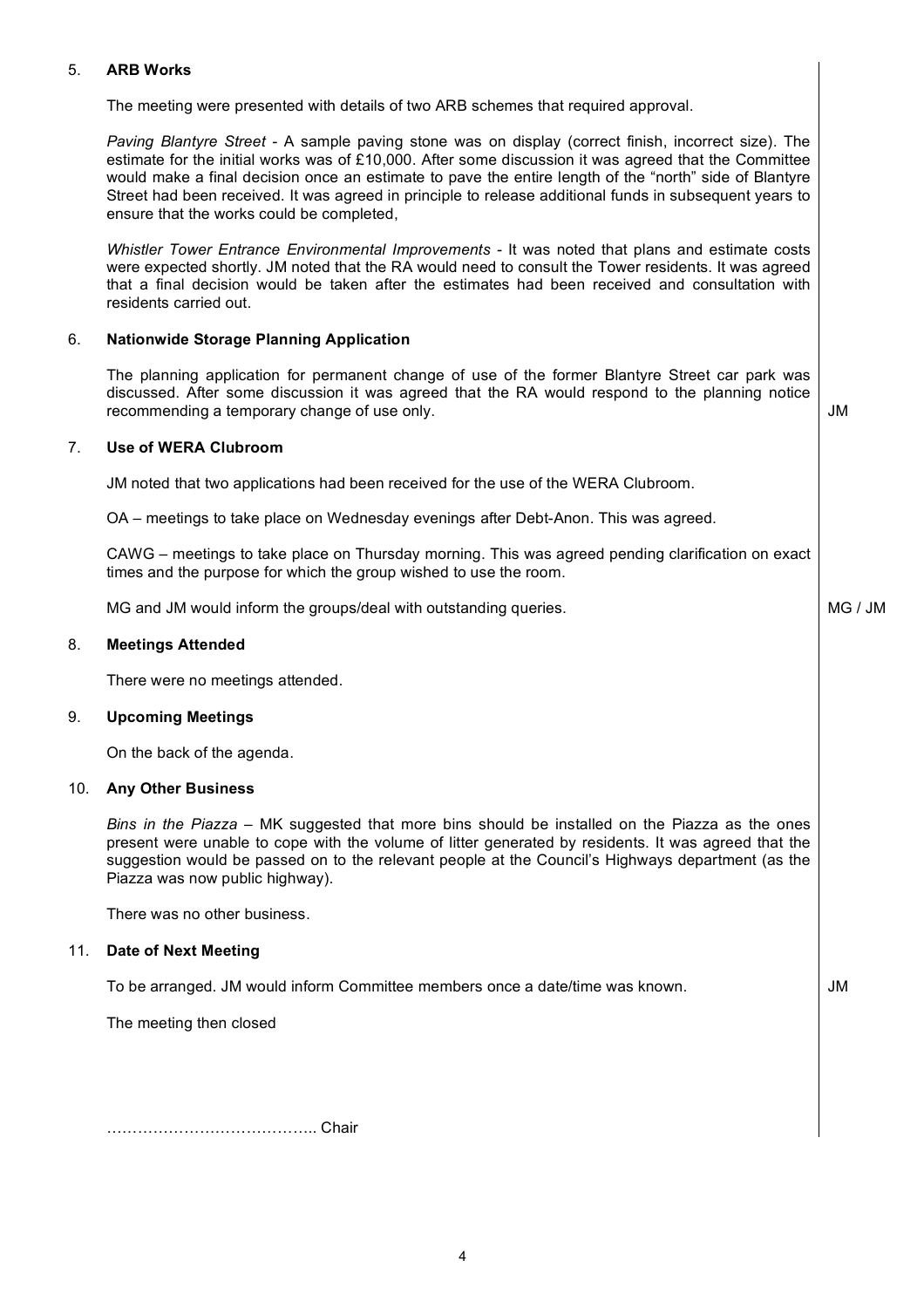5. **ARB Works**

The meeting were presented with details of two ARB schemes that required approval.

*Paving Blantyre Street* - A sample paving stone was on display (correct finish, incorrect size). The estimate for the initial works was of £10,000. After some discussion it was agreed that the Committee would make a final decision once an estimate to pave the entire length of the "north" side of Blantyre Street had been received. It was agreed in principle to release additional funds in subsequent years to ensure that the works could be completed,

*Whistler Tower Entrance Environmental Improvements* - It was noted that plans and estimate costs were expected shortly. JM noted that the RA would need to consult the Tower residents. It was agreed that a final decision would be taken after the estimates had been received and consultation with residents carried out.

6. **Nationwide Storage Planning Application**

The planning application for permanent change of use of the former Blantyre Street car park was discussed. After some discussion it was agreed that the RA would respond to the planning notice recommending a temporary change of use only. — **JM**

7. **Use of WERA Clubroom**

JM noted that two applications had been received for the use of the WERA Clubroom.

OA – meetings to take place on Wednesday evenings after Debt-Anon. This was agreed.

CAWG – meetings to take place on Thursday morning. This was agreed pending clarification on exact times and the purpose for which the group wished to use the room.

MG and JM would inform the groups/deal with outstanding queries. — **MG / JM**

8. **Meetings Attended**

There were no meetings attended.

9. **Upcoming Meetings**

On the back of the agenda.

10. **Any Other Business**

*Bins in the Piazza* – MK suggested that more bins should be installed on the Piazza as the ones present were unable to cope with the volume of litter generated by residents. It was agreed that the suggestion would be passed on to the relevant people at the Council's Highways department (as the Piazza was now public highway).

There was no other business.

11. **Date of Next Meeting**

To be arranged. JM would inform Committee members once a date/time was known. — **JM**

The meeting then closed

………………………………….. Chair